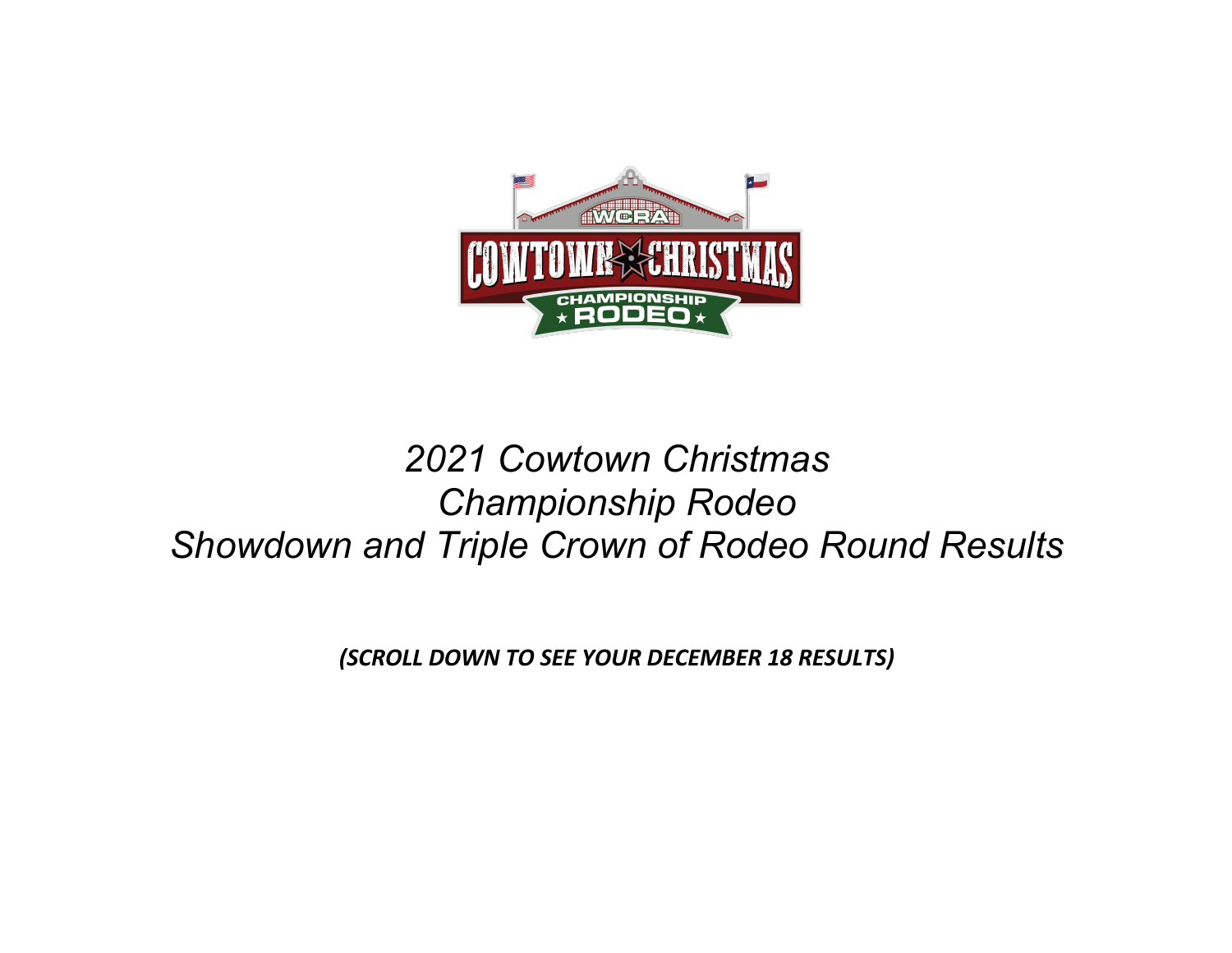# *2021 Cowtown Christmas Championship Rodeo Showdown and Triple Crown of Rodeo Round Results*

***(SCROLL DOWN TO SEE YOUR DECEMBER 18 RESULTS)***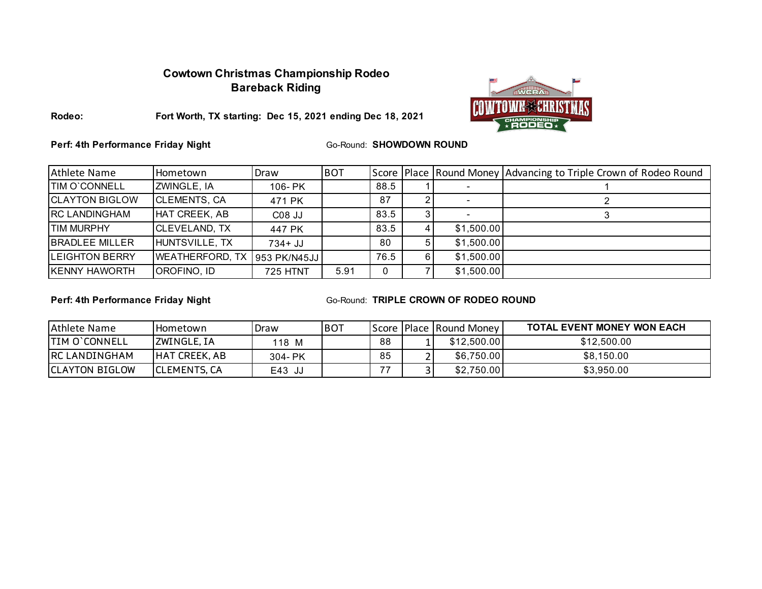# Cowtown Christmas Championship Rodeo
## Bareback Riding

**Rodeo:** **Fort Worth, TX starting: Dec 15, 2021 ending Dec 18, 2021**

**Perf: 4th Performance Friday Night** Go-Round: **SHOWDOWN ROUND**

| Athlete Name | Hometown | Draw | BOT | Score | Place | Round Money | Advancing to Triple Crown of Rodeo Round |
|---|---|---|---|---|---|---|---|
| TIM O`CONNELL | ZWINGLE, IA | 106- PK | | 88.5 | 1 | - | 1 |
| CLAYTON BIGLOW | CLEMENTS, CA | 471 PK | | 87 | 2 | - | 2 |
| RC LANDINGHAM | HAT CREEK, AB | C08 JJ | | 83.5 | 3 | - | 3 |
| TIM MURPHY | CLEVELAND, TX | 447 PK | | 83.5 | 4 | $1,500.00 | |
| BRADLEE MILLER | HUNTSVILLE, TX | 734+ JJ | | 80 | 5 | $1,500.00 | |
| LEIGHTON BERRY | WEATHERFORD, TX | 953 PK/N45JJ | | 76.5 | 6 | $1,500.00 | |
| KENNY HAWORTH | OROFINO, ID | 725 HTNT | 5.91 | 0 | 7 | $1,500.00 | |

**Perf: 4th Performance Friday Night** Go-Round: **TRIPLE CROWN OF RODEO ROUND**

| Athlete Name | Hometown | Draw | BOT | Score | Place | Round Money | TOTAL EVENT MONEY WON EACH |
|---|---|---|---|---|---|---|---|
| TIM O`CONNELL | ZWINGLE, IA | 118 M | | 88 | 1 | $12,500.00 | $12,500.00 |
| RC LANDINGHAM | HAT CREEK, AB | 304- PK | | 85 | 2 | $6,750.00 | $8,150.00 |
| CLAYTON BIGLOW | CLEMENTS, CA | E43 JJ | | 77 | 3 | $2,750.00 | $3,950.00 |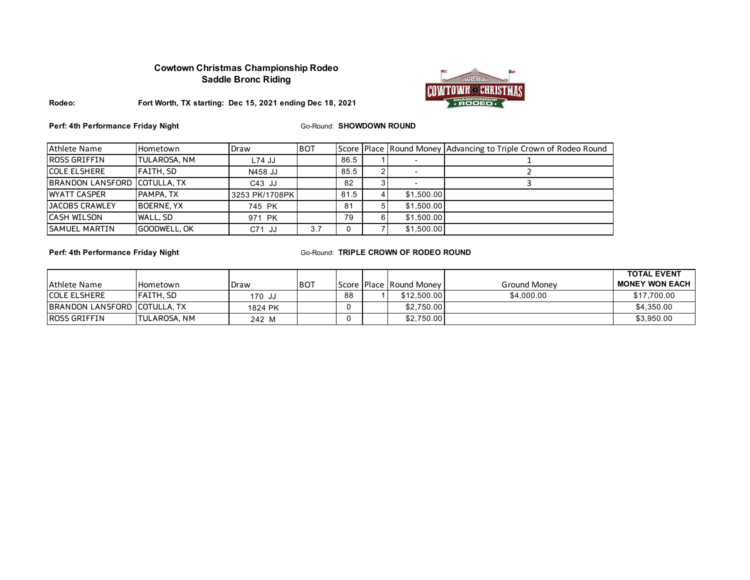**Cowtown Christmas Championship Rodeo**
**Saddle Bronc Riding**

**Rodeo:** **Fort Worth, TX starting: Dec 15, 2021 ending Dec 18, 2021**

**Perf: 4th Performance Friday Night** Go-Round: **SHOWDOWN ROUND**

| Athlete Name | Hometown | Draw | BOT | Score | Place | Round Money | Advancing to Triple Crown of Rodeo Round |
|---|---|---|---|---|---|---|---|
| ROSS GRIFFIN | TULAROSA, NM | L74 JJ | | 86.5 | 1 | - | 1 |
| COLE ELSHERE | FAITH, SD | N458 JJ | | 85.5 | 2 | - | 2 |
| BRANDON LANSFORD | COTULLA, TX | C43 JJ | | 82 | 3 | - | 3 |
| WYATT CASPER | PAMPA, TX | 3253 PK/1708PK | | 81.5 | 4 | $1,500.00 | |
| JACOBS CRAWLEY | BOERNE, YX | 745 PK | | 81 | 5 | $1,500.00 | |
| CASH WILSON | WALL, SD | 971 PK | | 79 | 6 | $1,500.00 | |
| SAMUEL MARTIN | GOODWELL, OK | C71 JJ | 3.7 | 0 | 7 | $1,500.00 | |

**Perf: 4th Performance Friday Night** Go-Round: **TRIPLE CROWN OF RODEO ROUND**

| Athlete Name | Hometown | Draw | BOT | Score | Place | Round Money | Ground Money | TOTAL EVENT MONEY WON EACH |
|---|---|---|---|---|---|---|---|---|
| COLE ELSHERE | FAITH, SD | 170 JJ | | 88 | 1 | $12,500.00 | $4,000.00 | $17,700.00 |
| BRANDON LANSFORD | COTULLA, TX | 1824 PK | | 0 | | $2,750.00 | | $4,350.00 |
| ROSS GRIFFIN | TULAROSA, NM | 242 M | | 0 | | $2,750.00 | | $3,950.00 |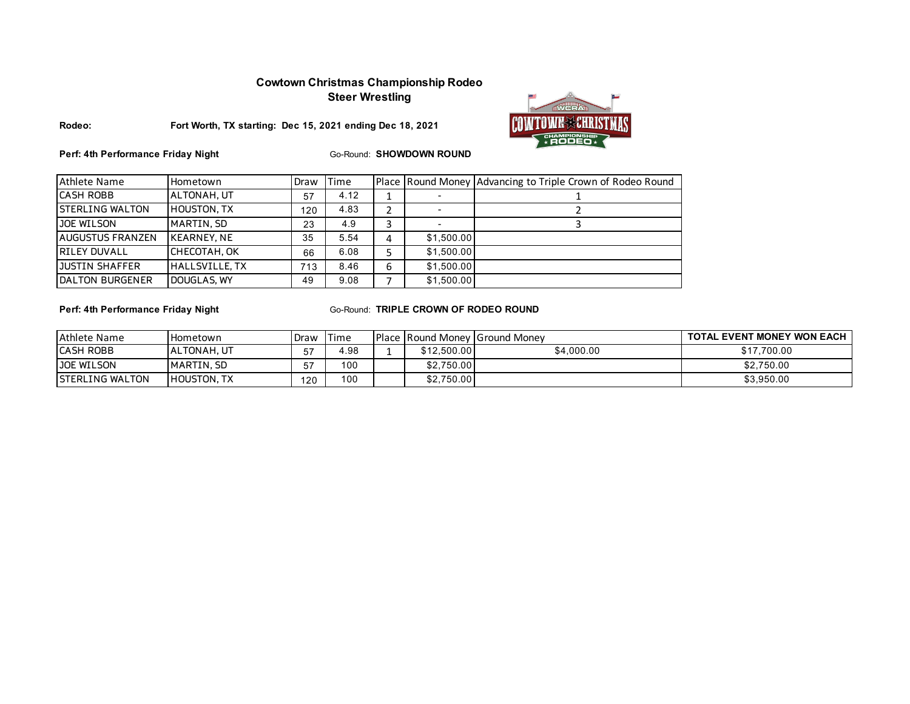# Cowtown Christmas Championship Rodeo

## Steer Wrestling

**Rodeo:** **Fort Worth, TX starting: Dec 15, 2021 ending Dec 18, 2021**

**Perf: 4th Performance Friday Night** Go-Round: **SHOWDOWN ROUND**

| Athlete Name | Hometown | Draw | Time | Place | Round Money | Advancing to Triple Crown of Rodeo Round |
|---|---|---|---|---|---|---|
| CASH ROBB | ALTONAH, UT | 57 | 4.12 | 1 | - | 1 |
| STERLING WALTON | HOUSTON, TX | 120 | 4.83 | 2 | - | 2 |
| JOE WILSON | MARTIN, SD | 23 | 4.9 | 3 | - | 3 |
| AUGUSTUS FRANZEN | KEARNEY, NE | 35 | 5.54 | 4 | $1,500.00 | |
| RILEY DUVALL | CHECOTAH, OK | 66 | 6.08 | 5 | $1,500.00 | |
| JUSTIN SHAFFER | HALLSVILLE, TX | 713 | 8.46 | 6 | $1,500.00 | |
| DALTON BURGENER | DOUGLAS, WY | 49 | 9.08 | 7 | $1,500.00 | |

**Perf: 4th Performance Friday Night** Go-Round: **TRIPLE CROWN OF RODEO ROUND**

| Athlete Name | Hometown | Draw | Time | Place | Round Money | Ground Money | TOTAL EVENT MONEY WON EACH |
|---|---|---|---|---|---|---|---|
| CASH ROBB | ALTONAH, UT | 57 | 4.98 | 1 | $12,500.00 | $4,000.00 | $17,700.00 |
| JOE WILSON | MARTIN, SD | 57 | 100 | | $2,750.00 | | $2,750.00 |
| STERLING WALTON | HOUSTON, TX | 120 | 100 | | $2,750.00 | | $3,950.00 |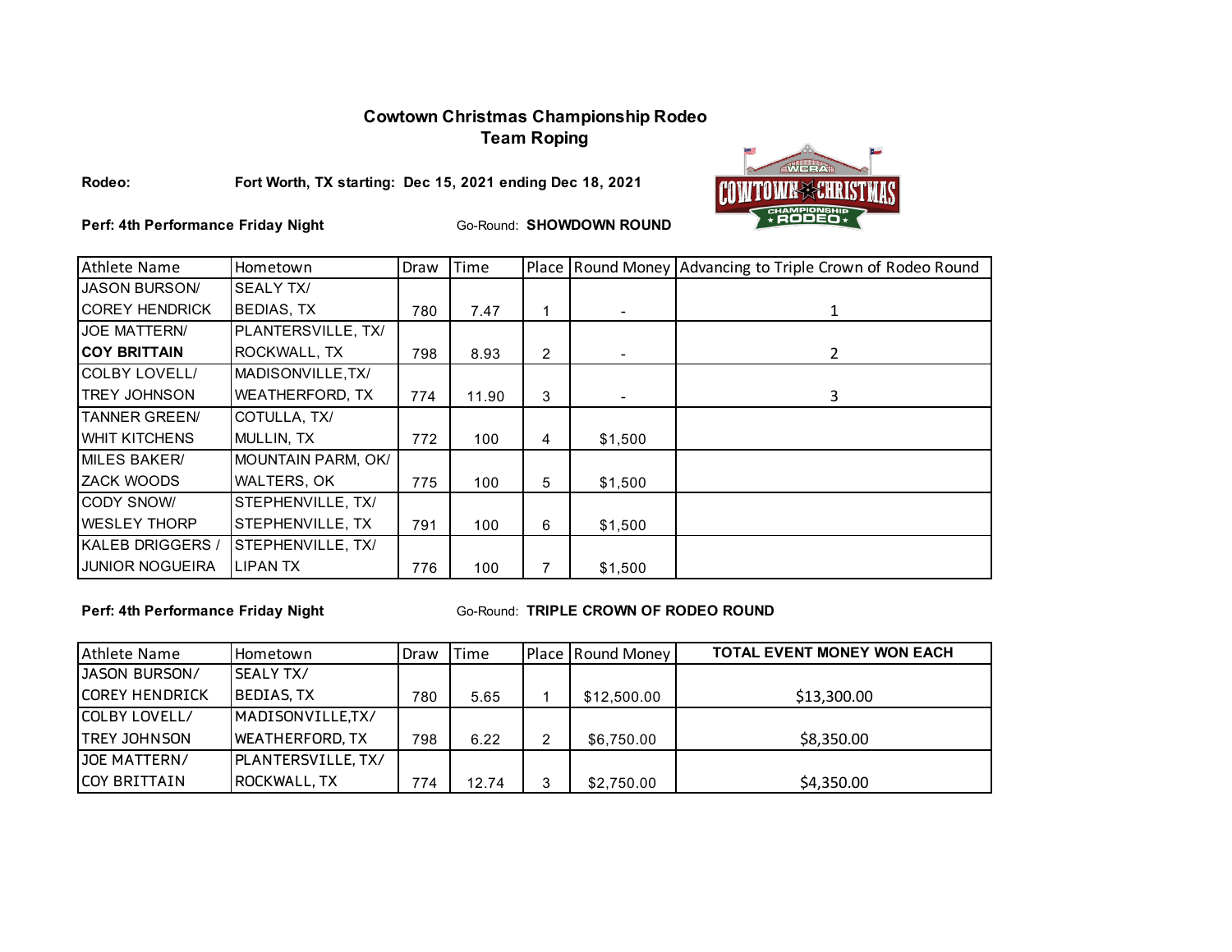## Cowtown Christmas Championship Rodeo
## Team Roping

**Rodeo:** **Fort Worth, TX starting: Dec 15, 2021 ending Dec 18, 2021**

**Perf: 4th Performance Friday Night** Go-Round: **SHOWDOWN ROUND**

| Athlete Name | Hometown | Draw | Time | Place | Round Money | Advancing to Triple Crown of Rodeo Round |
|---|---|---|---|---|---|---|
| JASON BURSON/ COREY HENDRICK | SEALY TX/ BEDIAS, TX | 780 | 7.47 | 1 | - | 1 |
| JOE MATTERN/ **COY BRITTAIN** | PLANTERSVILLE, TX/ ROCKWALL, TX | 798 | 8.93 | 2 | - | 2 |
| COLBY LOVELL/ TREY JOHNSON | MADISONVILLE,TX/ WEATHERFORD, TX | 774 | 11.90 | 3 | - | 3 |
| TANNER GREEN/ WHIT KITCHENS | COTULLA, TX/ MULLIN, TX | 772 | 100 | 4 | $1,500 | |
| MILES BAKER/ ZACK WOODS | MOUNTAIN PARM, OK/ WALTERS, OK | 775 | 100 | 5 | $1,500 | |
| CODY SNOW/ WESLEY THORP | STEPHENVILLE, TX/ STEPHENVILLE, TX | 791 | 100 | 6 | $1,500 | |
| KALEB DRIGGERS / JUNIOR NOGUEIRA | STEPHENVILLE, TX/ LIPAN TX | 776 | 100 | 7 | $1,500 | |

**Perf: 4th Performance Friday Night** Go-Round: **TRIPLE CROWN OF RODEO ROUND**

| Athlete Name | Hometown | Draw | Time | Place | Round Money | TOTAL EVENT MONEY WON EACH |
|---|---|---|---|---|---|---|
| JASON BURSON/ COREY HENDRICK | SEALY TX/ BEDIAS, TX | 780 | 5.65 | 1 | $12,500.00 | $13,300.00 |
| COLBY LOVELL/ TREY JOHNSON | MADISONVILLE,TX/ WEATHERFORD, TX | 798 | 6.22 | 2 | $6,750.00 | $8,350.00 |
| JOE MATTERN/ COY BRITTAIN | PLANTERSVILLE, TX/ ROCKWALL, TX | 774 | 12.74 | 3 | $2,750.00 | $4,350.00 |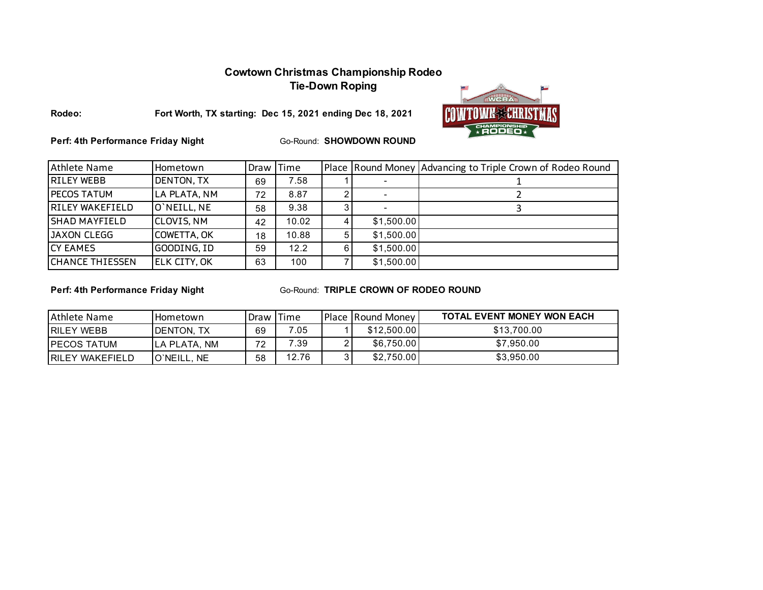**Cowtown Christmas Championship Rodeo**
**Tie-Down Roping**

**Rodeo:** **Fort Worth, TX starting: Dec 15, 2021 ending Dec 18, 2021**

**Perf: 4th Performance Friday Night** Go-Round: **SHOWDOWN ROUND**

| Athlete Name | Hometown | Draw | Time | Place | Round Money | Advancing to Triple Crown of Rodeo Round |
|---|---|---|---|---|---|---|
| RILEY WEBB | DENTON, TX | 69 | 7.58 | 1 | - | 1 |
| PECOS TATUM | LA PLATA, NM | 72 | 8.87 | 2 | - | 2 |
| RILEY WAKEFIELD | O`NEILL, NE | 58 | 9.38 | 3 | - | 3 |
| SHAD MAYFIELD | CLOVIS, NM | 42 | 10.02 | 4 | $1,500.00 | |
| JAXON CLEGG | COWETTA, OK | 18 | 10.88 | 5 | $1,500.00 | |
| CY EAMES | GOODING, ID | 59 | 12.2 | 6 | $1,500.00 | |
| CHANCE THIESSEN | ELK CITY, OK | 63 | 100 | 7 | $1,500.00 | |

**Perf: 4th Performance Friday Night** Go-Round: **TRIPLE CROWN OF RODEO ROUND**

| Athlete Name | Hometown | Draw | Time | Place | Round Money | TOTAL EVENT MONEY WON EACH |
|---|---|---|---|---|---|---|
| RILEY WEBB | DENTON, TX | 69 | 7.05 | 1 | $12,500.00 | $13,700.00 |
| PECOS TATUM | LA PLATA, NM | 72 | 7.39 | 2 | $6,750.00 | $7,950.00 |
| RILEY WAKEFIELD | O`NEILL, NE | 58 | 12.76 | 3 | $2,750.00 | $3,950.00 |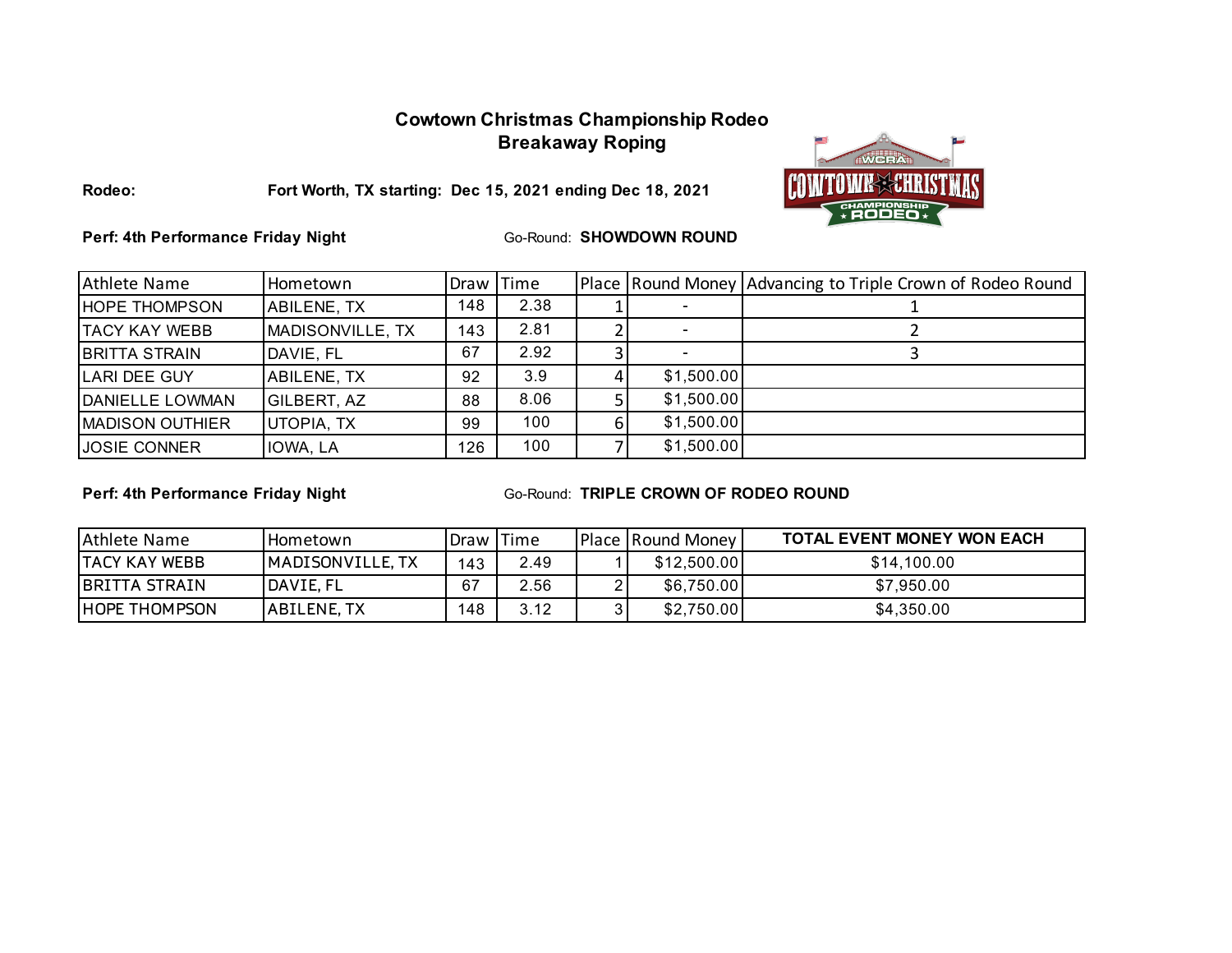## Cowtown Christmas Championship Rodeo
## Breakaway Roping

**Rodeo:** **Fort Worth, TX starting: Dec 15, 2021 ending Dec 18, 2021**

**Perf: 4th Performance Friday Night** Go-Round: **SHOWDOWN ROUND**

| Athlete Name | Hometown | Draw | Time | Place | Round Money | Advancing to Triple Crown of Rodeo Round |
|---|---|---|---|---|---|---|
| HOPE THOMPSON | ABILENE, TX | 148 | 2.38 | 1 | - | 1 |
| TACY KAY WEBB | MADISONVILLE, TX | 143 | 2.81 | 2 | - | 2 |
| BRITTA STRAIN | DAVIE, FL | 67 | 2.92 | 3 | - | 3 |
| LARI DEE GUY | ABILENE, TX | 92 | 3.9 | 4 | $1,500.00 | |
| DANIELLE LOWMAN | GILBERT, AZ | 88 | 8.06 | 5 | $1,500.00 | |
| MADISON OUTHIER | UTOPIA, TX | 99 | 100 | 6 | $1,500.00 | |
| JOSIE CONNER | IOWA, LA | 126 | 100 | 7 | $1,500.00 | |

**Perf: 4th Performance Friday Night** Go-Round: **TRIPLE CROWN OF RODEO ROUND**

| Athlete Name | Hometown | Draw | Time | Place | Round Money | TOTAL EVENT MONEY WON EACH |
|---|---|---|---|---|---|---|
| TACY KAY WEBB | MADISONVILLE, TX | 143 | 2.49 | 1 | $12,500.00 | $14,100.00 |
| BRITTA STRAIN | DAVIE, FL | 67 | 2.56 | 2 | $6,750.00 | $7,950.00 |
| HOPE THOMPSON | ABILENE, TX | 148 | 3.12 | 3 | $2,750.00 | $4,350.00 |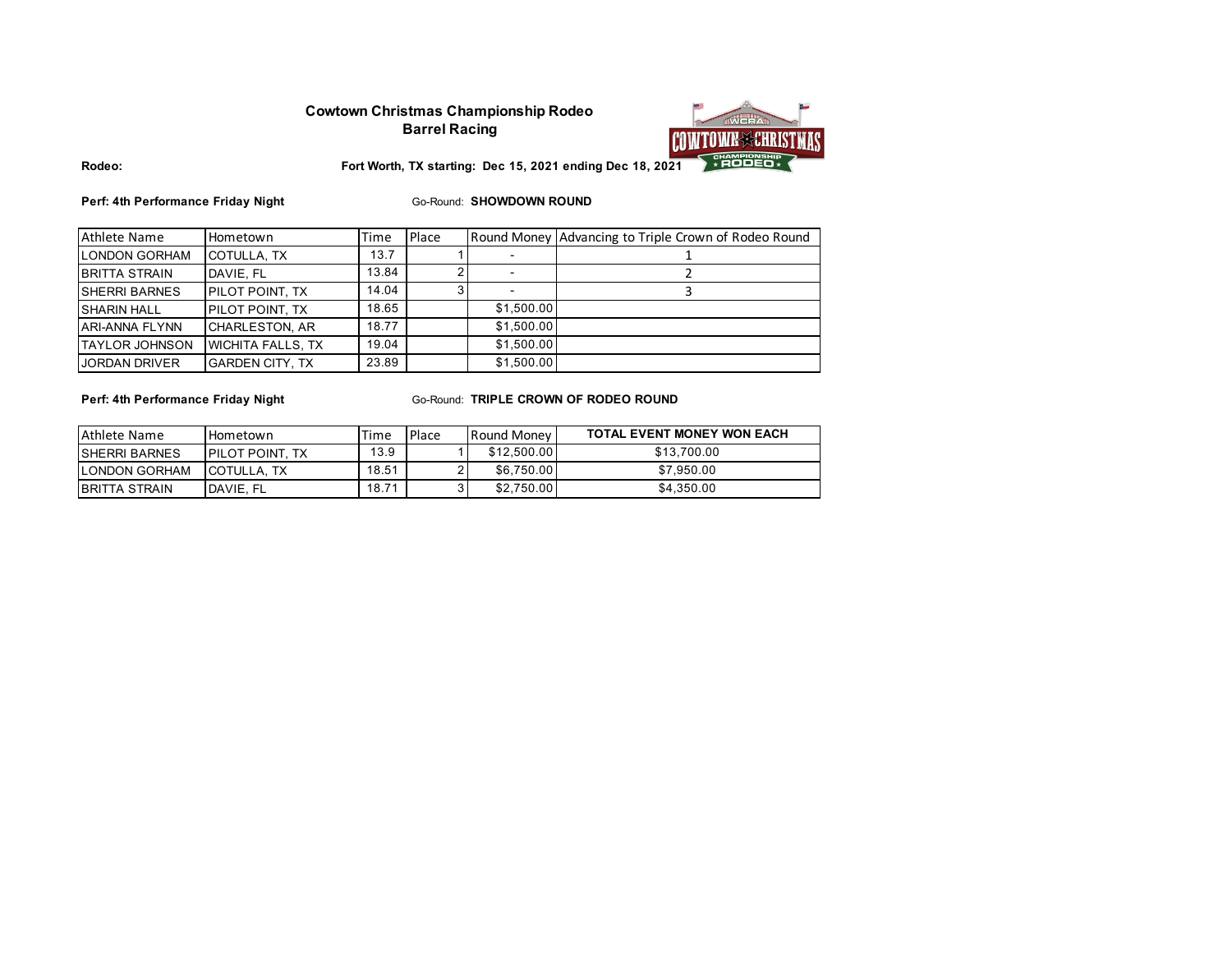**Cowtown Christmas Championship Rodeo**
**Barrel Racing**

**Rodeo:** **Fort Worth, TX starting: Dec 15, 2021 ending Dec 18, 2021**

**Perf: 4th Performance Friday Night** Go-Round: **SHOWDOWN ROUND**

| Athlete Name | Hometown | Time | Place | Round Money | Advancing to Triple Crown of Rodeo Round |
|---|---|---|---|---|---|
| LONDON GORHAM | COTULLA, TX | 13.7 | 1 | - | 1 |
| BRITTA STRAIN | DAVIE, FL | 13.84 | 2 | - | 2 |
| SHERRI BARNES | PILOT POINT, TX | 14.04 | 3 | - | 3 |
| SHARIN HALL | PILOT POINT, TX | 18.65 | | $1,500.00 | |
| ARI-ANNA FLYNN | CHARLESTON, AR | 18.77 | | $1,500.00 | |
| TAYLOR JOHNSON | WICHITA FALLS, TX | 19.04 | | $1,500.00 | |
| JORDAN DRIVER | GARDEN CITY, TX | 23.89 | | $1,500.00 | |

**Perf: 4th Performance Friday Night** Go-Round: **TRIPLE CROWN OF RODEO ROUND**

| Athlete Name | Hometown | Time | Place | Round Money | TOTAL EVENT MONEY WON EACH |
|---|---|---|---|---|---|
| SHERRI BARNES | PILOT POINT, TX | 13.9 | 1 | $12,500.00 | $13,700.00 |
| LONDON GORHAM | COTULLA, TX | 18.51 | 2 | $6,750.00 | $7,950.00 |
| BRITTA STRAIN | DAVIE, FL | 18.71 | 3 | $2,750.00 | $4,350.00 |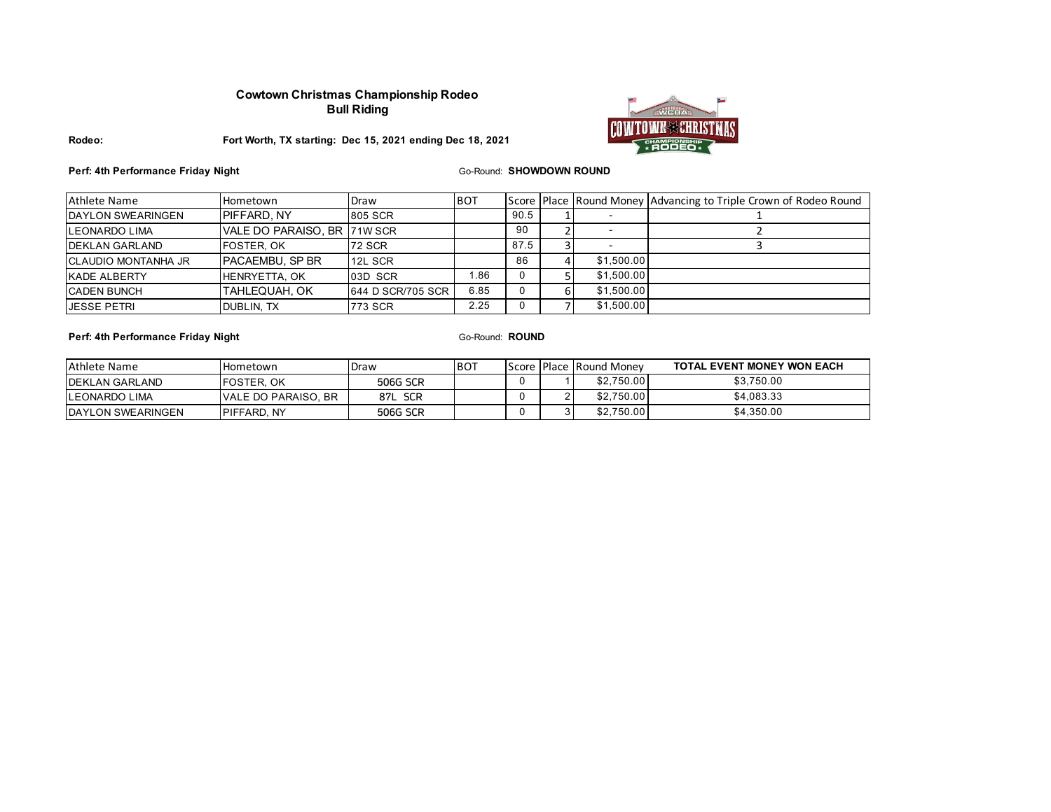**Cowtown Christmas Championship Rodeo**
**Bull Riding**

**Rodeo:** **Fort Worth, TX starting: Dec 15, 2021 ending Dec 18, 2021**

**Perf: 4th Performance Friday Night** Go-Round: **SHOWDOWN ROUND**

| Athlete Name | Hometown | Draw | BOT | Score | Place | Round Money | Advancing to Triple Crown of Rodeo Round |
|---|---|---|---|---|---|---|---|
| DAYLON SWEARINGEN | PIFFARD, NY | 805 SCR | | 90.5 | 1 | - | 1 |
| LEONARDO LIMA | VALE DO PARAISO, BR | 71W SCR | | 90 | 2 | - | 2 |
| DEKLAN GARLAND | FOSTER, OK | 72 SCR | | 87.5 | 3 | - | 3 |
| CLAUDIO MONTANHA JR | PACAEMBU, SP BR | 12L SCR | | 86 | 4 | $1,500.00 | |
| KADE ALBERTY | HENRYETTA, OK | 03D SCR | 1.86 | 0 | 5 | $1,500.00 | |
| CADEN BUNCH | TAHLEQUAH, OK | 644 D SCR/705 SCR | 6.85 | 0 | 6 | $1,500.00 | |
| JESSE PETRI | DUBLIN, TX | 773 SCR | 2.25 | 0 | 7 | $1,500.00 | |

**Perf: 4th Performance Friday Night** Go-Round: **ROUND**

| Athlete Name | Hometown | Draw | BOT | Score | Place | Round Money | TOTAL EVENT MONEY WON EACH |
|---|---|---|---|---|---|---|---|
| DEKLAN GARLAND | FOSTER, OK | 506G SCR | | 0 | 1 | $2,750.00 | $3,750.00 |
| LEONARDO LIMA | VALE DO PARAISO, BR | 87L SCR | | 0 | 2 | $2,750.00 | $4,083.33 |
| DAYLON SWEARINGEN | PIFFARD, NY | 506G SCR | | 0 | 3 | $2,750.00 | $4,350.00 |